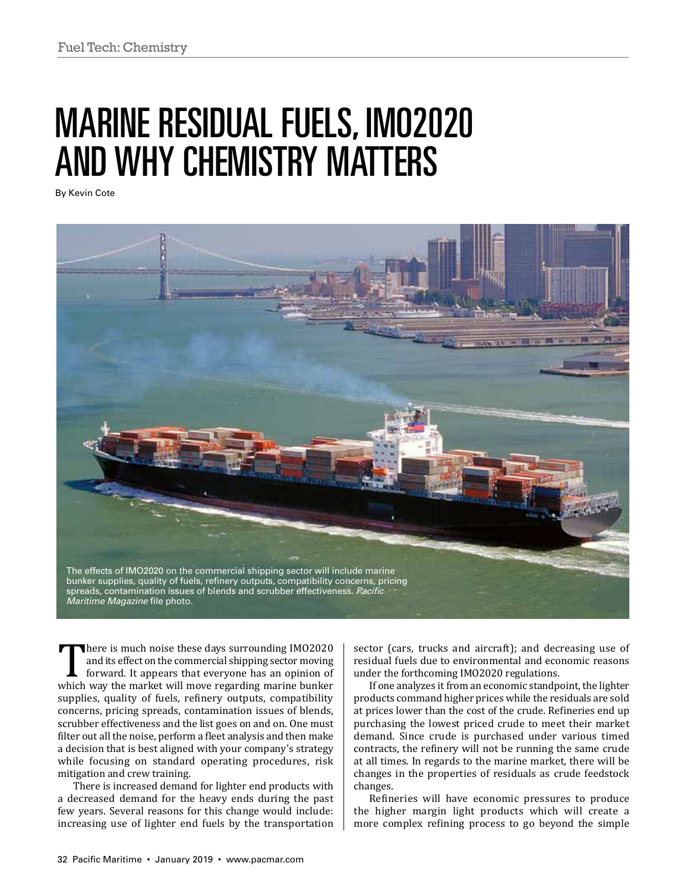# MARINE RESIDUAL FUELS, IMO2020 AND WHY CHEMISTRY MATTERS

By Kevin Cote

The effects of IMO2020 on the commercial shipping sector will include marine bunker supplies, quality of fuels, refinery outputs, compatibility concerns, pricing spreads, contamination issues of blends and scrubber effectiveness. *Pacific Maritime Magazine* file photo.

There is much noise these days surrounding IMO2020 and its effect on the commercial shipping sector moving forward. It appears that everyone has an opinion of which way the market will move regarding marine bunker supplies, quality of fuels, refinery outputs, compatibility concerns, pricing spreads, contamination issues of blends, scrubber effectiveness and the list goes on and on. One must filter out all the noise, perform a fleet analysis and then make a decision that is best aligned with your company's strategy while focusing on standard operating procedures, risk mitigation and crew training.

There is increased demand for lighter end products with a decreased demand for the heavy ends during the past few years. Several reasons for this change would include: increasing use of lighter end fuels by the transportation sector (cars, trucks and aircraft); and decreasing use of residual fuels due to environmental and economic reasons under the forthcoming IMO2020 regulations.

If one analyzes it from an economic standpoint, the lighter products command higher prices while the residuals are sold at prices lower than the cost of the crude. Refineries end up purchasing the lowest priced crude to meet their market demand. Since crude is purchased under various timed contracts, the refinery will not be running the same crude at all times. In regards to the marine market, there will be changes in the properties of residuals as crude feedstock changes.

Refineries will have economic pressures to produce the higher margin light products which will create a more complex refining process to go beyond the simple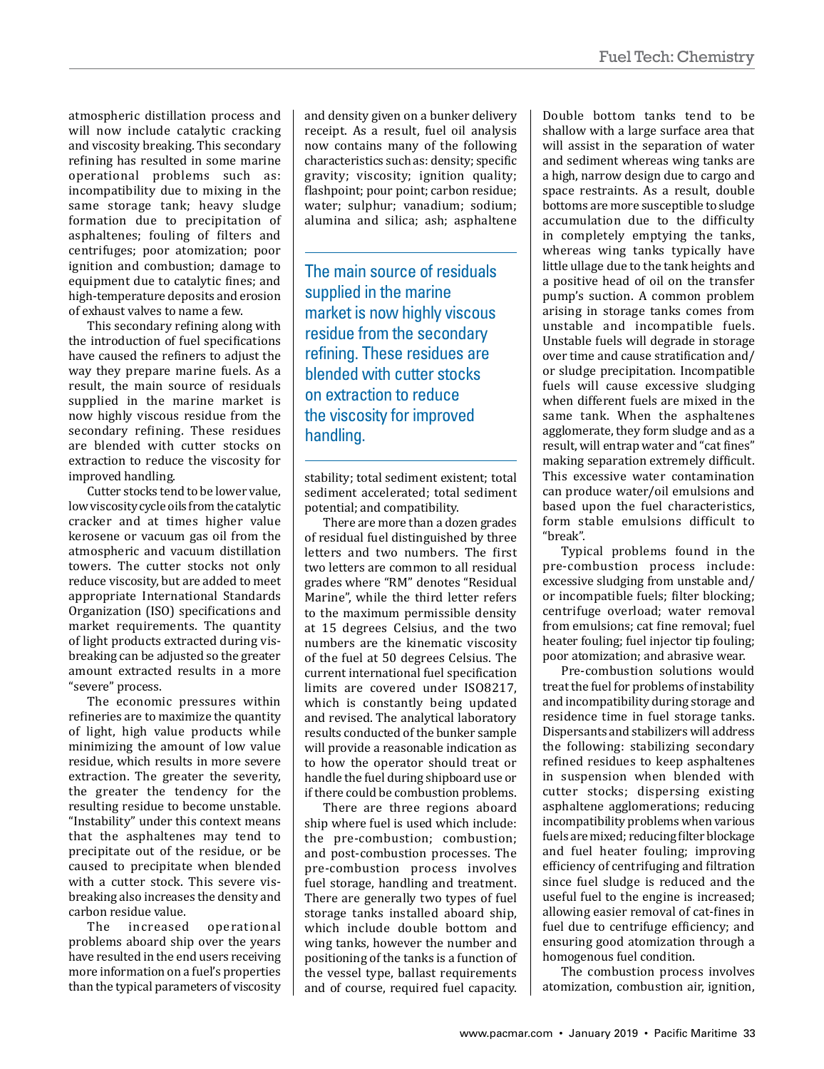atmospheric distillation process and will now include catalytic cracking and viscosity breaking. This secondary refining has resulted in some marine operational problems such as: incompatibility due to mixing in the same storage tank; heavy sludge formation due to precipitation of asphaltenes; fouling of filters and centrifuges; poor atomization; poor ignition and combustion; damage to equipment due to catalytic fines; and high-temperature deposits and erosion of exhaust valves to name a few.

This secondary refining along with the introduction of fuel specifications have caused the refiners to adjust the way they prepare marine fuels. As a result, the main source of residuals supplied in the marine market is now highly viscous residue from the secondary refining. These residues are blended with cutter stocks on extraction to reduce the viscosity for improved handling.

Cutter stocks tend to be lower value, low viscosity cycle oils from the catalytic cracker and at times higher value kerosene or vacuum gas oil from the atmospheric and vacuum distillation towers. The cutter stocks not only reduce viscosity, but are added to meet appropriate International Standards Organization (ISO) specifications and market requirements. The quantity of light products extracted during vis-breaking can be adjusted so the greater amount extracted results in a more "severe" process.

The economic pressures within refineries are to maximize the quantity of light, high value products while minimizing the amount of low value residue, which results in more severe extraction. The greater the severity, the greater the tendency for the resulting residue to become unstable. "Instability" under this context means that the asphaltenes may tend to precipitate out of the residue, or be caused to precipitate when blended with a cutter stock. This severe vis-breaking also increases the density and carbon residue value.

The increased operational problems aboard ship over the years have resulted in the end users receiving more information on a fuel's properties than the typical parameters of viscosity and density given on a bunker delivery receipt. As a result, fuel oil analysis now contains many of the following characteristics such as: density; specific gravity; viscosity; ignition quality; flashpoint; pour point; carbon residue; water; sulphur; vanadium; sodium; alumina and silica; ash; asphaltene stability; total sediment existent; total sediment accelerated; total sediment potential; and compatibility.

> The main source of residuals supplied in the marine market is now highly viscous residue from the secondary refining. These residues are blended with cutter stocks on extraction to reduce the viscosity for improved handling.

There are more than a dozen grades of residual fuel distinguished by three letters and two numbers. The first two letters are common to all residual grades where "RM" denotes "Residual Marine", while the third letter refers to the maximum permissible density at 15 degrees Celsius, and the two numbers are the kinematic viscosity of the fuel at 50 degrees Celsius. The current international fuel specification limits are covered under ISO8217, which is constantly being updated and revised. The analytical laboratory results conducted of the bunker sample will provide a reasonable indication as to how the operator should treat or handle the fuel during shipboard use or if there could be combustion problems.

There are three regions aboard ship where fuel is used which include: the pre-combustion; combustion; and post-combustion processes. The pre-combustion process involves fuel storage, handling and treatment. There are generally two types of fuel storage tanks installed aboard ship, which include double bottom and wing tanks, however the number and positioning of the tanks is a function of the vessel type, ballast requirements and of course, required fuel capacity. Double bottom tanks tend to be shallow with a large surface area that will assist in the separation of water and sediment whereas wing tanks are a high, narrow design due to cargo and space restraints. As a result, double bottoms are more susceptible to sludge accumulation due to the difficulty in completely emptying the tanks, whereas wing tanks typically have little ullage due to the tank heights and a positive head of oil on the transfer pump's suction. A common problem arising in storage tanks comes from unstable and incompatible fuels. Unstable fuels will degrade in storage over time and cause stratification and/or sludge precipitation. Incompatible fuels will cause excessive sludging when different fuels are mixed in the same tank. When the asphaltenes agglomerate, they form sludge and as a result, will entrap water and "cat fines" making separation extremely difficult. This excessive water contamination can produce water/oil emulsions and based upon the fuel characteristics, form stable emulsions difficult to "break".

Typical problems found in the pre-combustion process include: excessive sludging from unstable and/or incompatible fuels; filter blocking; centrifuge overload; water removal from emulsions; cat fine removal; fuel heater fouling; fuel injector tip fouling; poor atomization; and abrasive wear.

Pre-combustion solutions would treat the fuel for problems of instability and incompatibility during storage and residence time in fuel storage tanks. Dispersants and stabilizers will address the following: stabilizing secondary refined residues to keep asphaltenes in suspension when blended with cutter stocks; dispersing existing asphaltene agglomerations; reducing incompatibility problems when various fuels are mixed; reducing filter blockage and fuel heater fouling; improving efficiency of centrifuging and filtration since fuel sludge is reduced and the useful fuel to the engine is increased; allowing easier removal of cat-fines in fuel due to centrifuge efficiency; and ensuring good atomization through a homogenous fuel condition.

The combustion process involves atomization, combustion air, ignition,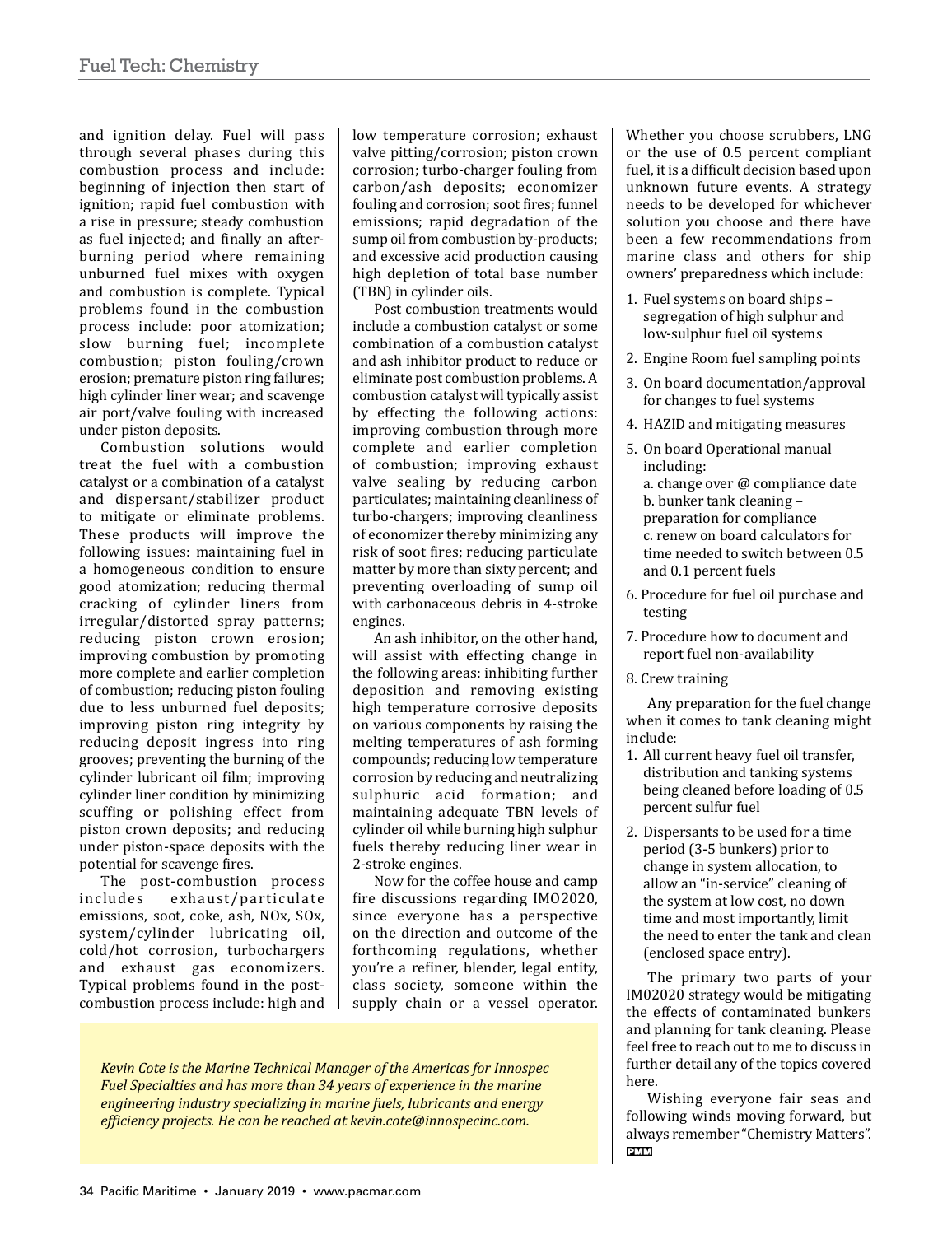and ignition delay. Fuel will pass through several phases during this combustion process and include: beginning of injection then start of ignition; rapid fuel combustion with a rise in pressure; steady combustion as fuel injected; and finally an after-burning period where remaining unburned fuel mixes with oxygen and combustion is complete. Typical problems found in the combustion process include: poor atomization; slow burning fuel; incomplete combustion; piston fouling/crown erosion; premature piston ring failures; high cylinder liner wear; and scavenge air port/valve fouling with increased under piston deposits.

Combustion solutions would treat the fuel with a combustion catalyst or a combination of a catalyst and dispersant/stabilizer product to mitigate or eliminate problems. These products will improve the following issues: maintaining fuel in a homogeneous condition to ensure good atomization; reducing thermal cracking of cylinder liners from irregular/distorted spray patterns; reducing piston crown erosion; improving combustion by promoting more complete and earlier completion of combustion; reducing piston fouling due to less unburned fuel deposits; improving piston ring integrity by reducing deposit ingress into ring grooves; preventing the burning of the cylinder lubricant oil film; improving cylinder liner condition by minimizing scuffing or polishing effect from piston crown deposits; and reducing under piston-space deposits with the potential for scavenge fires.

The post-combustion process includes exhaust/particulate emissions, soot, coke, ash, NOx, SOx, system/cylinder lubricating oil, cold/hot corrosion, turbochargers and exhaust gas economizers. Typical problems found in the post-combustion process include: high and low temperature corrosion; exhaust valve pitting/corrosion; piston crown corrosion; turbo-charger fouling from carbon/ash deposits; economizer fouling and corrosion; soot fires; funnel emissions; rapid degradation of the sump oil from combustion by-products; and excessive acid production causing high depletion of total base number (TBN) in cylinder oils.

Post combustion treatments would include a combustion catalyst or some combination of a combustion catalyst and ash inhibitor product to reduce or eliminate post combustion problems. A combustion catalyst will typically assist by effecting the following actions: improving combustion through more complete and earlier completion of combustion; improving exhaust valve sealing by reducing carbon particulates; maintaining cleanliness of turbo-chargers; improving cleanliness of economizer thereby minimizing any risk of soot fires; reducing particulate matter by more than sixty percent; and preventing overloading of sump oil with carbonaceous debris in 4-stroke engines.

An ash inhibitor, on the other hand, will assist with effecting change in the following areas: inhibiting further deposition and removing existing high temperature corrosive deposits on various components by raising the melting temperatures of ash forming compounds; reducing low temperature corrosion by reducing and neutralizing sulphuric acid formation; and maintaining adequate TBN levels of cylinder oil while burning high sulphur fuels thereby reducing liner wear in 2-stroke engines.

Now for the coffee house and camp fire discussions regarding IMO2020, since everyone has a perspective on the direction and outcome of the forthcoming regulations, whether you're a refiner, blender, legal entity, class society, someone within the supply chain or a vessel operator. Whether you choose scrubbers, LNG or the use of 0.5 percent compliant fuel, it is a difficult decision based upon unknown future events. A strategy needs to be developed for whichever solution you choose and there have been a few recommendations from marine class and others for ship owners' preparedness which include:

1. Fuel systems on board ships – segregation of high sulphur and low-sulphur fuel oil systems
2. Engine Room fuel sampling points
3. On board documentation/approval for changes to fuel systems
4. HAZID and mitigating measures
5. On board Operational manual including:
   a. change over @ compliance date
   b. bunker tank cleaning – preparation for compliance
   c. renew on board calculators for time needed to switch between 0.5 and 0.1 percent fuels
6. Procedure for fuel oil purchase and testing
7. Procedure how to document and report fuel non-availability
8. Crew training

Any preparation for the fuel change when it comes to tank cleaning might include:

1. All current heavy fuel oil transfer, distribution and tanking systems being cleaned before loading of 0.5 percent sulfur fuel
2. Dispersants to be used for a time period (3-5 bunkers) prior to change in system allocation, to allow an "in-service" cleaning of the system at low cost, no down time and most importantly, limit the need to enter the tank and clean (enclosed space entry).

The primary two parts of your IMO2020 strategy would be mitigating the effects of contaminated bunkers and planning for tank cleaning. Please feel free to reach out to me to discuss in further detail any of the topics covered here.

Wishing everyone fair seas and following winds moving forward, but always remember "Chemistry Matters".

*Kevin Cote is the Marine Technical Manager of the Americas for Innospec Fuel Specialties and has more than 34 years of experience in the marine engineering industry specializing in marine fuels, lubricants and energy efficiency projects. He can be reached at kevin.cote@innospecinc.com.*